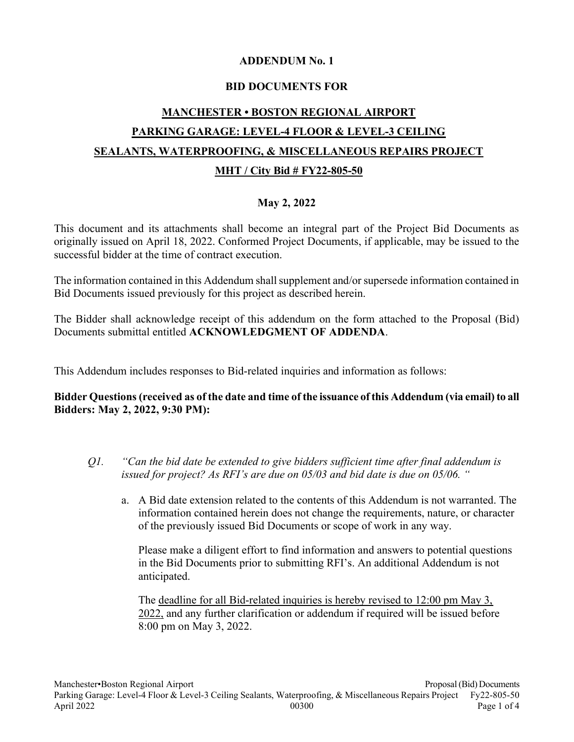**ADDENDUM No. 1**

**BID DOCUMENTS FOR**

**MANCHESTER • BOSTON REGIONAL AIRPORT**

**PARKING GARAGE: LEVEL-4 FLOOR & LEVEL-3 CEILING**

**SEALANTS, WATERPROOFING, & MISCELLANEOUS REPAIRS PROJECT**

**MHT / City Bid # FY22-805-50**

**May 2, 2022**

This document and its attachments shall become an integral part of the Project Bid Documents as originally issued on April 18, 2022. Conformed Project Documents, if applicable, may be issued to the successful bidder at the time of contract execution.

The information contained in this Addendum shall supplement and/or supersede information contained in Bid Documents issued previously for this project as described herein.

The Bidder shall acknowledge receipt of this addendum on the form attached to the Proposal (Bid) Documents submittal entitled **ACKNOWLEDGMENT OF ADDENDA**.

This Addendum includes responses to Bid-related inquiries and information as follows:

**Bidder Questions (received as of the date and time of the issuance of this Addendum (via email) to all Bidders: May 2, 2022, 9:30 PM):**

*Q1. "Can the bid date be extended to give bidders sufficient time after final addendum is issued for project? As RFI's are due on 05/03 and bid date is due on 05/06. "*

a. A Bid date extension related to the contents of this Addendum is not warranted. The information contained herein does not change the requirements, nature, or character of the previously issued Bid Documents or scope of work in any way.

Please make a diligent effort to find information and answers to potential questions in the Bid Documents prior to submitting RFI's. An additional Addendum is not anticipated.

The deadline for all Bid-related inquiries is hereby revised to 12:00 pm May 3, 2022, and any further clarification or addendum if required will be issued before 8:00 pm on May 3, 2022.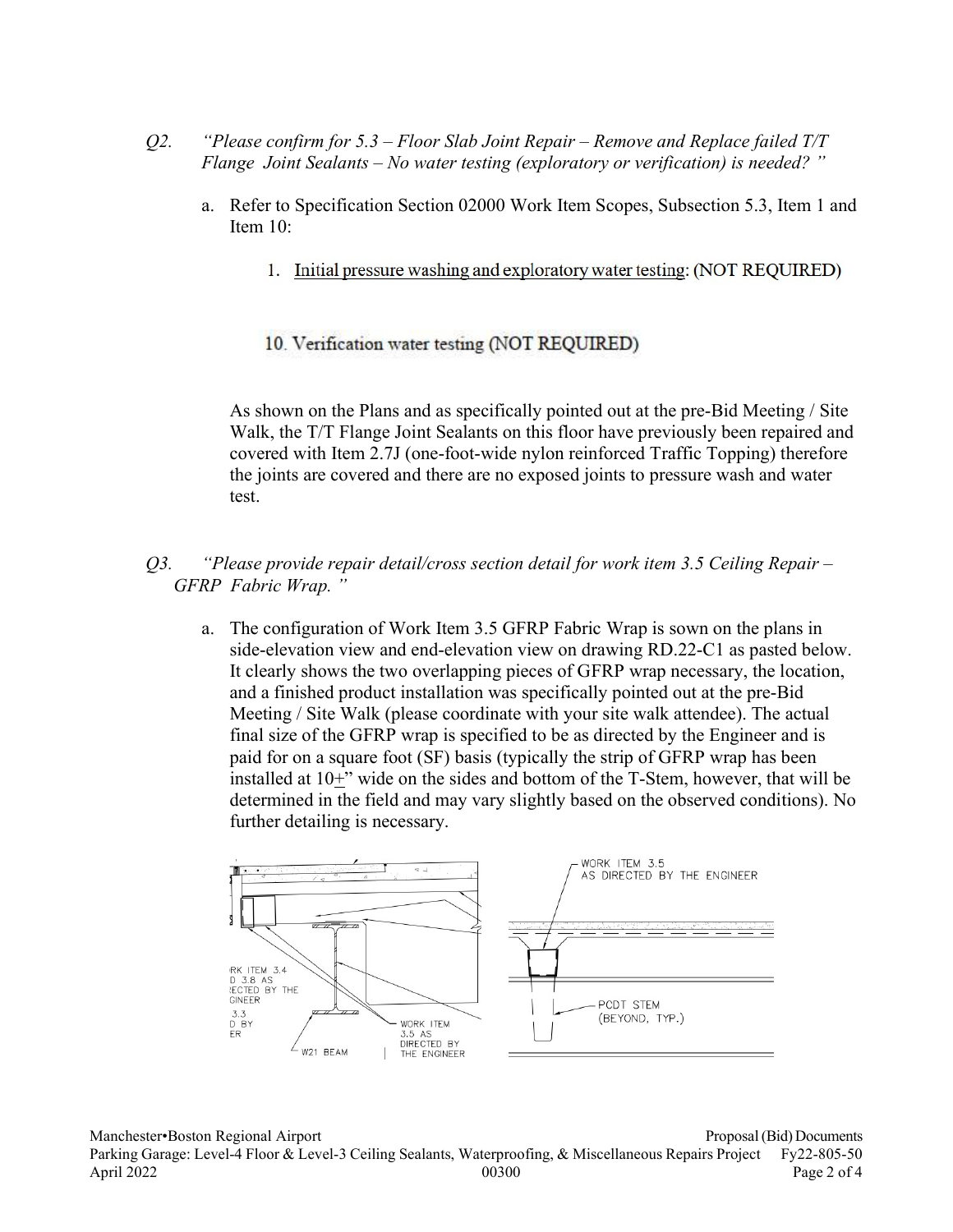*Q2. "Please confirm for 5.3 – Floor Slab Joint Repair – Remove and Replace failed T/T Flange Joint Sealants – No water testing (exploratory or verification) is needed? "*

a. Refer to Specification Section 02000 Work Item Scopes, Subsection 5.3, Item 1 and Item 10:

   1. <u>Initial pressure washing and exploratory water testing</u>: (NOT REQUIRED)

   10. Verification water testing (NOT REQUIRED)

   As shown on the Plans and as specifically pointed out at the pre-Bid Meeting / Site Walk, the T/T Flange Joint Sealants on this floor have previously been repaired and covered with Item 2.7J (one-foot-wide nylon reinforced Traffic Topping) therefore the joints are covered and there are no exposed joints to pressure wash and water test.

*Q3. "Please provide repair detail/cross section detail for work item 3.5 Ceiling Repair – GFRP Fabric Wrap. "*

a. The configuration of Work Item 3.5 GFRP Fabric Wrap is sown on the plans in side-elevation view and end-elevation view on drawing RD.22-C1 as pasted below. It clearly shows the two overlapping pieces of GFRP wrap necessary, the location, and a finished product installation was specifically pointed out at the pre-Bid Meeting / Site Walk (please coordinate with your site walk attendee). The actual final size of the GFRP wrap is specified to be as directed by the Engineer and is paid for on a square foot (SF) basis (typically the strip of GFRP wrap has been installed at 10±" wide on the sides and bottom of the T-Stem, however, that will be determined in the field and may vary slightly based on the observed conditions). No further detailing is necessary.

   RK ITEM 3.4 D 3.8 AS ECTED BY THE GINEER
   3.3 D BY ER
   W21 BEAM
   WORK ITEM 3.5 AS DIRECTED BY THE ENGINEER
   WORK ITEM 3.5 AS DIRECTED BY THE ENGINEER
   PCDT STEM (BEYOND, TYP.)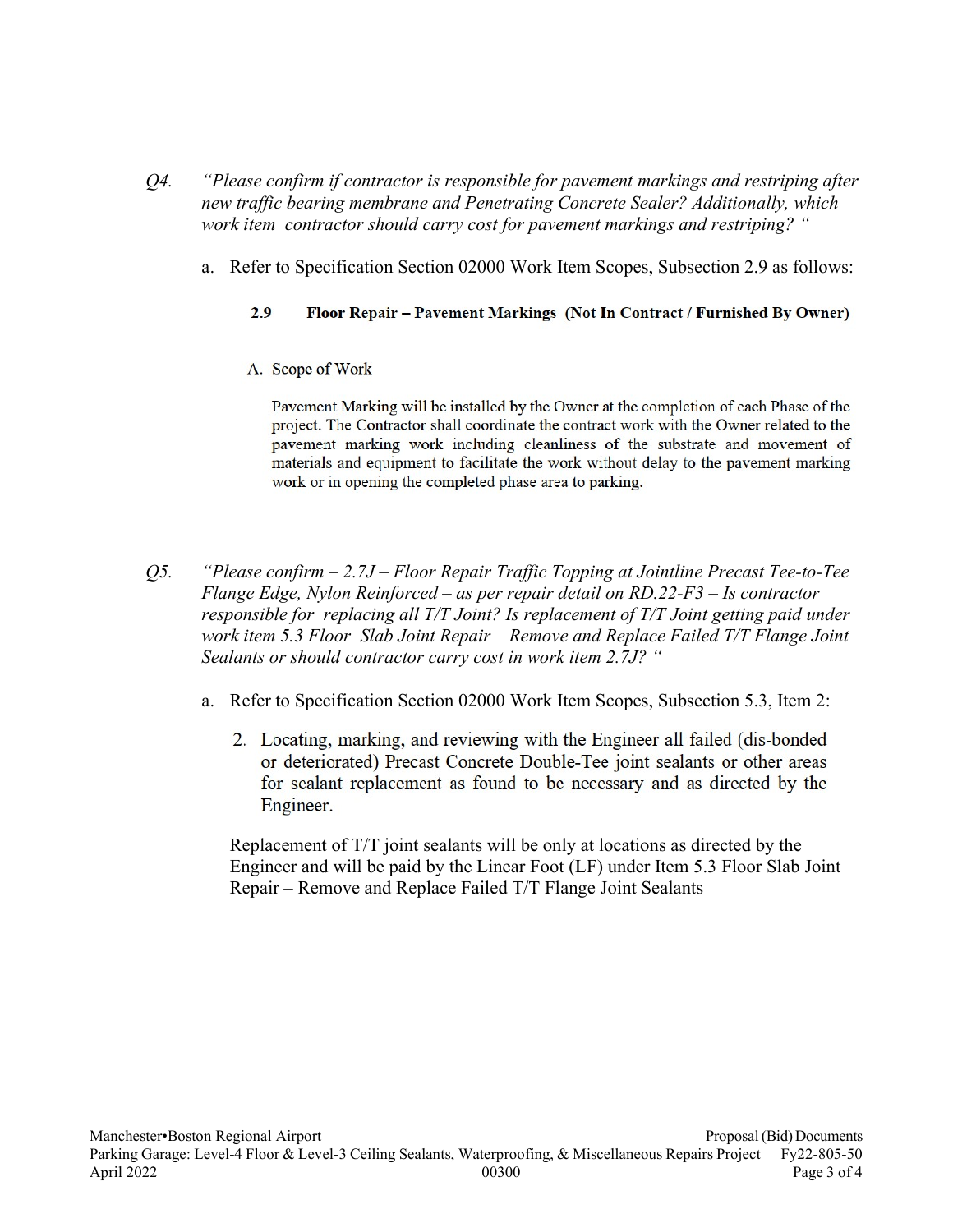*Q4. "Please confirm if contractor is responsible for pavement markings and restriping after new traffic bearing membrane and Penetrating Concrete Sealer? Additionally, which work item contractor should carry cost for pavement markings and restriping? "*

a. Refer to Specification Section 02000 Work Item Scopes, Subsection 2.9 as follows:

> **2.9 Floor Repair – Pavement Markings (Not In Contract / Furnished By Owner)**
>
> A. Scope of Work
>
> Pavement Marking will be installed by the Owner at the completion of each Phase of the project. The Contractor shall coordinate the contract work with the Owner related to the pavement marking work including cleanliness of the substrate and movement of materials and equipment to facilitate the work without delay to the pavement marking work or in opening the completed phase area to parking.

*Q5. "Please confirm – 2.7J – Floor Repair Traffic Topping at Jointline Precast Tee-to-Tee Flange Edge, Nylon Reinforced – as per repair detail on RD.22-F3 – Is contractor responsible for replacing all T/T Joint? Is replacement of T/T Joint getting paid under work item 5.3 Floor Slab Joint Repair – Remove and Replace Failed T/T Flange Joint Sealants or should contractor carry cost in work item 2.7J? "*

a. Refer to Specification Section 02000 Work Item Scopes, Subsection 5.3, Item 2:

> 2. Locating, marking, and reviewing with the Engineer all failed (dis-bonded or deteriorated) Precast Concrete Double-Tee joint sealants or other areas for sealant replacement as found to be necessary and as directed by the Engineer.

Replacement of T/T joint sealants will be only at locations as directed by the Engineer and will be paid by the Linear Foot (LF) under Item 5.3 Floor Slab Joint Repair – Remove and Replace Failed T/T Flange Joint Sealants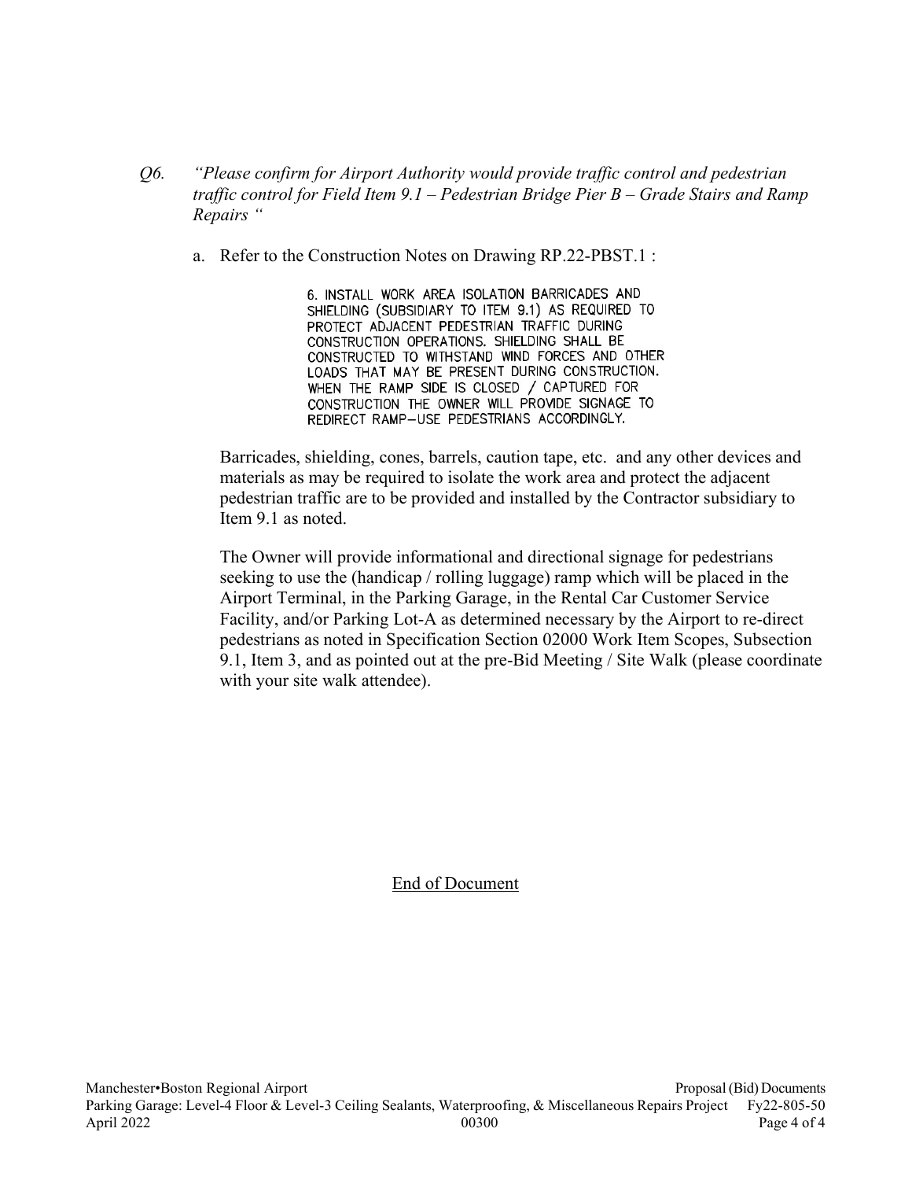*Q6. "Please confirm for Airport Authority would provide traffic control and pedestrian traffic control for Field Item 9.1 – Pedestrian Bridge Pier B – Grade Stairs and Ramp Repairs "*

a. Refer to the Construction Notes on Drawing RP.22-PBST.1 :

> 6. INSTALL WORK AREA ISOLATION BARRICADES AND SHIELDING (SUBSIDIARY TO ITEM 9.1) AS REQUIRED TO PROTECT ADJACENT PEDESTRIAN TRAFFIC DURING CONSTRUCTION OPERATIONS. SHIELDING SHALL BE CONSTRUCTED TO WITHSTAND WIND FORCES AND OTHER LOADS THAT MAY BE PRESENT DURING CONSTRUCTION. WHEN THE RAMP SIDE IS CLOSED / CAPTURED FOR CONSTRUCTION THE OWNER WILL PROVIDE SIGNAGE TO REDIRECT RAMP-USE PEDESTRIANS ACCORDINGLY.

Barricades, shielding, cones, barrels, caution tape, etc. and any other devices and materials as may be required to isolate the work area and protect the adjacent pedestrian traffic are to be provided and installed by the Contractor subsidiary to Item 9.1 as noted.

The Owner will provide informational and directional signage for pedestrians seeking to use the (handicap / rolling luggage) ramp which will be placed in the Airport Terminal, in the Parking Garage, in the Rental Car Customer Service Facility, and/or Parking Lot-A as determined necessary by the Airport to re-direct pedestrians as noted in Specification Section 02000 Work Item Scopes, Subsection 9.1, Item 3, and as pointed out at the pre-Bid Meeting / Site Walk (please coordinate with your site walk attendee).

End of Document